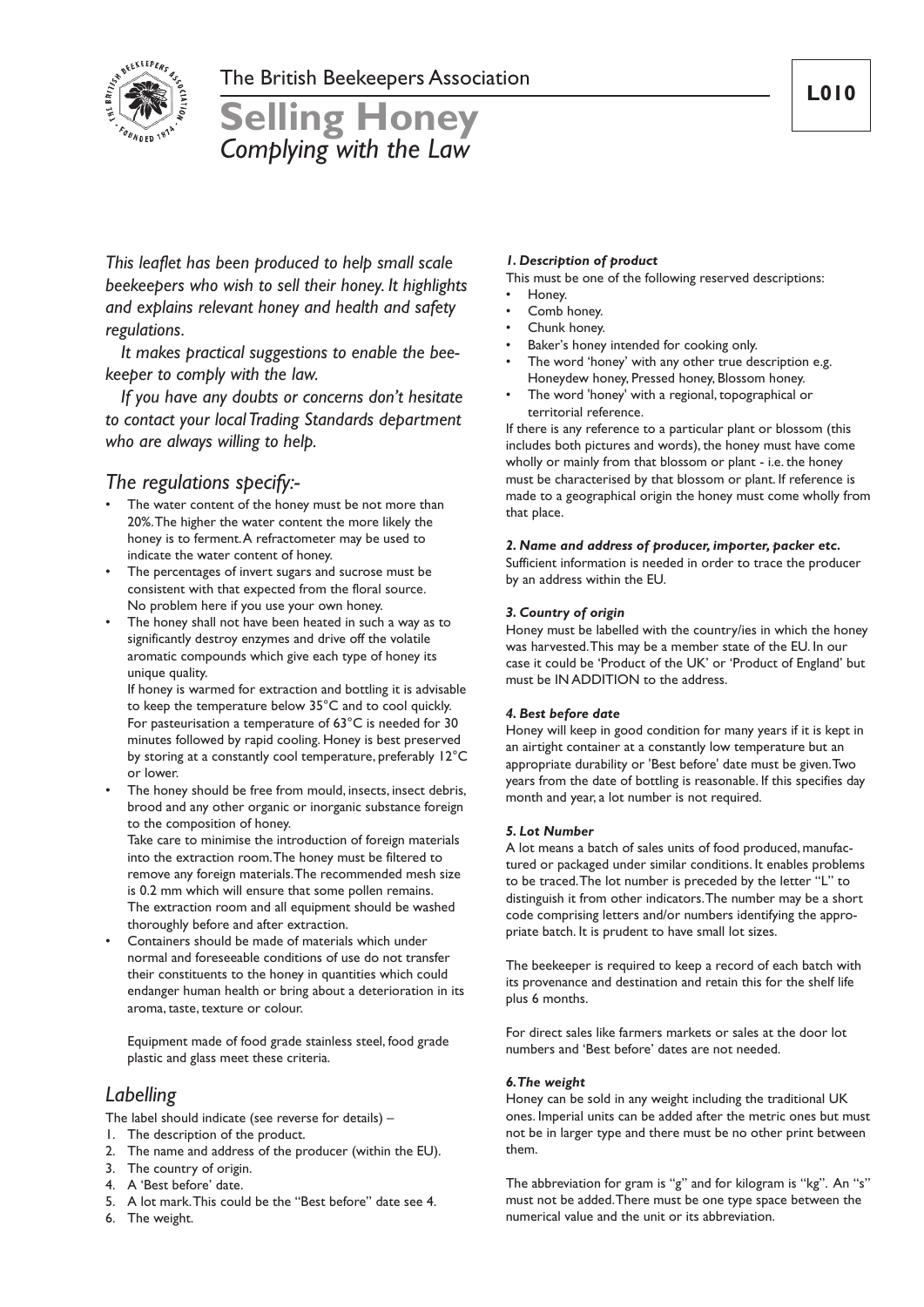The British Beekeepers Association

**L010**

# Selling Honey

## *Complying with the Law*

*This leaflet has been produced to help small scale beekeepers who wish to sell their honey. It highlights and explains relevant honey and health and safety regulations.*

*It makes practical suggestions to enable the beekeeper to comply with the law.*

*If you have any doubts or concerns don't hesitate to contact your local Trading Standards department who are always willing to help.*

## *The regulations specify:-*

- The water content of the honey must be not more than 20%. The higher the water content the more likely the honey is to ferment. A refractometer may be used to indicate the water content of honey.
- The percentages of invert sugars and sucrose must be consistent with that expected from the floral source. No problem here if you use your own honey.
- The honey shall not have been heated in such a way as to significantly destroy enzymes and drive off the volatile aromatic compounds which give each type of honey its unique quality.

  If honey is warmed for extraction and bottling it is advisable to keep the temperature below 35°C and to cool quickly. For pasteurisation a temperature of 63°C is needed for 30 minutes followed by rapid cooling. Honey is best preserved by storing at a constantly cool temperature, preferably 12°C or lower.
- The honey should be free from mould, insects, insect debris, brood and any other organic or inorganic substance foreign to the composition of honey.

  Take care to minimise the introduction of foreign materials into the extraction room. The honey must be filtered to remove any foreign materials. The recommended mesh size is 0.2 mm which will ensure that some pollen remains. The extraction room and all equipment should be washed thoroughly before and after extraction.
- Containers should be made of materials which under normal and foreseeable conditions of use do not transfer their constituents to the honey in quantities which could endanger human health or bring about a deterioration in its aroma, taste, texture or colour.

  Equipment made of food grade stainless steel, food grade plastic and glass meet these criteria.

## *Labelling*

The label should indicate (see reverse for details) –

1. The description of the product.
2. The name and address of the producer (within the EU).
3. The country of origin.
4. A 'Best before' date.
5. A lot mark. This could be the "Best before" date see 4.
6. The weight.

### *1. Description of product*

This must be one of the following reserved descriptions:

- Honey.
- Comb honey.
- Chunk honey.
- Baker's honey intended for cooking only.
- The word 'honey' with any other true description e.g. Honeydew honey, Pressed honey, Blossom honey.
- The word 'honey' with a regional, topographical or territorial reference.

If there is any reference to a particular plant or blossom (this includes both pictures and words), the honey must have come wholly or mainly from that blossom or plant - i.e. the honey must be characterised by that blossom or plant. If reference is made to a geographical origin the honey must come wholly from that place.

### *2. Name and address of producer, importer, packer etc.*

Sufficient information is needed in order to trace the producer by an address within the EU.

### *3. Country of origin*

Honey must be labelled with the country/ies in which the honey was harvested. This may be a member state of the EU. In our case it could be 'Product of the UK' or 'Product of England' but must be IN ADDITION to the address.

### *4. Best before date*

Honey will keep in good condition for many years if it is kept in an airtight container at a constantly low temperature but an appropriate durability or 'Best before' date must be given. Two years from the date of bottling is reasonable. If this specifies day month and year, a lot number is not required.

### *5. Lot Number*

A lot means a batch of sales units of food produced, manufactured or packaged under similar conditions. It enables problems to be traced. The lot number is preceded by the letter "L" to distinguish it from other indicators. The number may be a short code comprising letters and/or numbers identifying the appropriate batch. It is prudent to have small lot sizes.

The beekeeper is required to keep a record of each batch with its provenance and destination and retain this for the shelf life plus 6 months.

For direct sales like farmers markets or sales at the door lot numbers and 'Best before' dates are not needed.

### *6. The weight*

Honey can be sold in any weight including the traditional UK ones. Imperial units can be added after the metric ones but must not be in larger type and there must be no other print between them.

The abbreviation for gram is "g" and for kilogram is "kg". An "s" must not be added. There must be one type space between the numerical value and the unit or its abbreviation.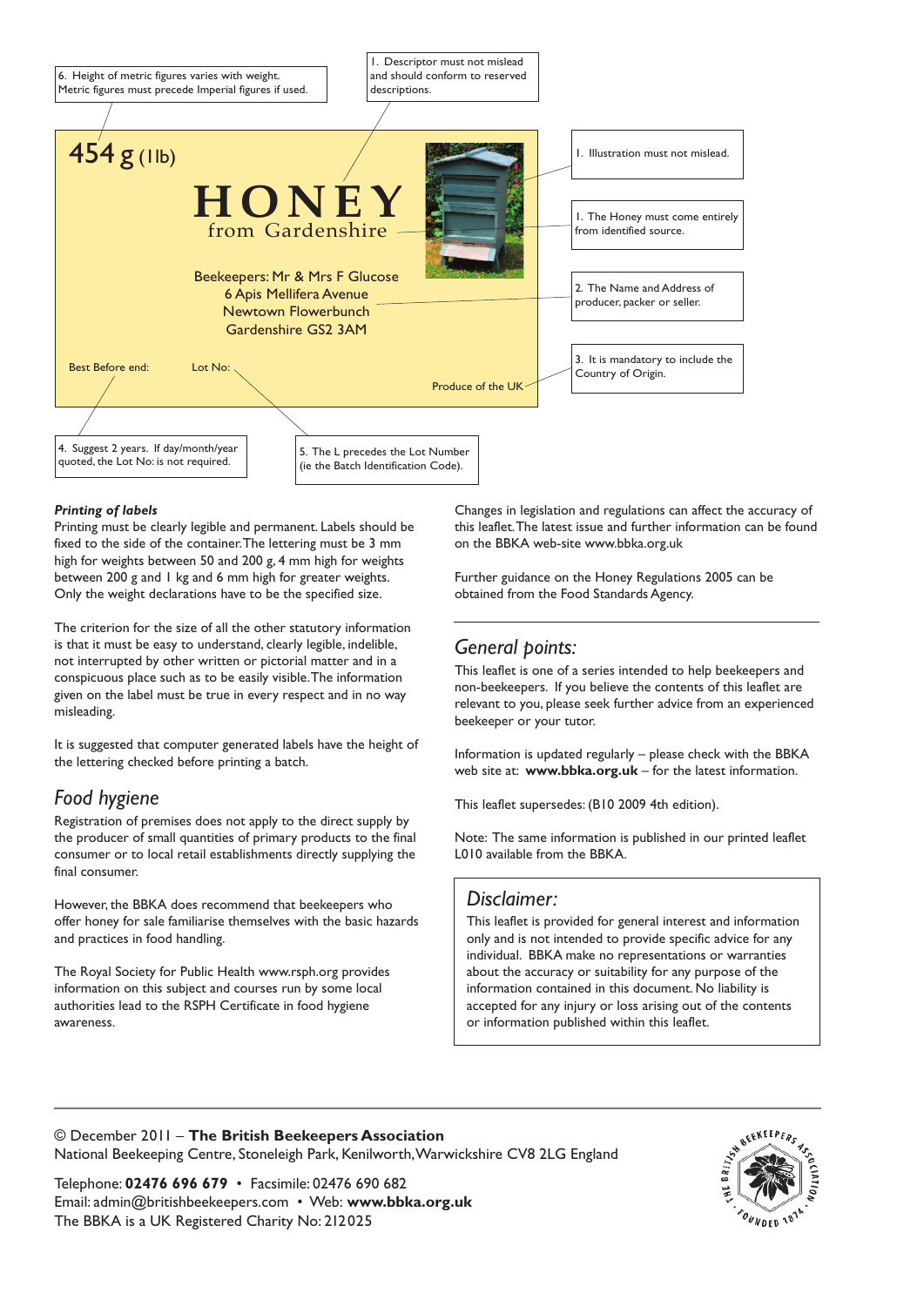6. Height of metric figures varies with weight. Metric figures must precede Imperial figures if used.

1. Descriptor must not mislead and should conform to reserved descriptions.

454 g (1lb)

HONEY
from Gardenshire

Beekeepers: Mr & Mrs F Glucose
6 Apis Mellifera Avenue
Newtown Flowerbunch
Gardenshire GS2 3AM

Best Before end: Lot No:

Produce of the UK

1. Illustration must not mislead.

1. The Honey must come entirely from identified source.

2. The Name and Address of producer, packer or seller.

3. It is mandatory to include the Country of Origin.

4. Suggest 2 years. If day/month/year quoted, the Lot No: is not required.

5. The L precedes the Lot Number (ie the Batch Identification Code).

***Printing of labels***

Printing must be clearly legible and permanent. Labels should be fixed to the side of the container. The lettering must be 3 mm high for weights between 50 and 200 g, 4 mm high for weights between 200 g and 1 kg and 6 mm high for greater weights. Only the weight declarations have to be the specified size.

The criterion for the size of all the other statutory information is that it must be easy to understand, clearly legible, indelible, not interrupted by other written or pictorial matter and in a conspicuous place such as to be easily visible. The information given on the label must be true in every respect and in no way misleading.

It is suggested that computer generated labels have the height of the lettering checked before printing a batch.

## *Food hygiene*

Registration of premises does not apply to the direct supply by the producer of small quantities of primary products to the final consumer or to local retail establishments directly supplying the final consumer.

However, the BBKA does recommend that beekeepers who offer honey for sale familiarise themselves with the basic hazards and practices in food handling.

The Royal Society for Public Health www.rsph.org provides information on this subject and courses run by some local authorities lead to the RSPH Certificate in food hygiene awareness.

Changes in legislation and regulations can affect the accuracy of this leaflet. The latest issue and further information can be found on the BBKA web-site www.bbka.org.uk

Further guidance on the Honey Regulations 2005 can be obtained from the Food Standards Agency.

## *General points:*

This leaflet is one of a series intended to help beekeepers and non-beekeepers. If you believe the contents of this leaflet are relevant to you, please seek further advice from an experienced beekeeper or your tutor.

Information is updated regularly – please check with the BBKA web site at: **www.bbka.org.uk** – for the latest information.

This leaflet supersedes: (B10 2009 4th edition).

Note: The same information is published in our printed leaflet L010 available from the BBKA.

## *Disclaimer:*

This leaflet is provided for general interest and information only and is not intended to provide specific advice for any individual. BBKA make no representations or warranties about the accuracy or suitability for any purpose of the information contained in this document. No liability is accepted for any injury or loss arising out of the contents or information published within this leaflet.

---

© December 2011 – **The British Beekeepers Association**
National Beekeeping Centre, Stoneleigh Park, Kenilworth, Warwickshire CV8 2LG England

Telephone: **02476 696 679** • Facsimile: 02476 690 682
Email: admin@britishbeekeepers.com • Web: **www.bbka.org.uk**
The BBKA is a UK Registered Charity No: 212025